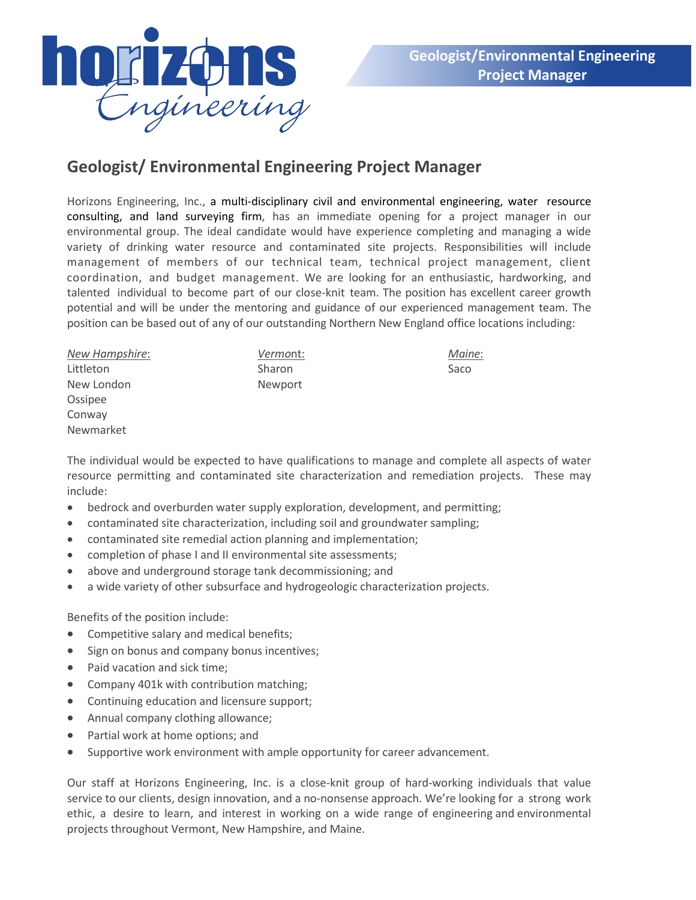# Geologist/ Environmental Engineering Project Manager

Horizons Engineering, Inc., a multi-disciplinary civil and environmental engineering, water resource consulting, and land surveying firm, has an immediate opening for a project manager in our environmental group. The ideal candidate would have experience completing and managing a wide variety of drinking water resource and contaminated site projects. Responsibilities will include management of members of our technical team, technical project management, client coordination, and budget management. We are looking for an enthusiastic, hardworking, and talented individual to become part of our close-knit team. The position has excellent career growth potential and will be under the mentoring and guidance of our experienced management team. The position can be based out of any of our outstanding Northern New England office locations including:

*New Hampshire*:
Littleton
New London
Ossipee
Conway
Newmarket

*Vermont*:
Sharon
Newport

*Maine*:
Saco

The individual would be expected to have qualifications to manage and complete all aspects of water resource permitting and contaminated site characterization and remediation projects. These may include:

- bedrock and overburden water supply exploration, development, and permitting;
- contaminated site characterization, including soil and groundwater sampling;
- contaminated site remedial action planning and implementation;
- completion of phase I and II environmental site assessments;
- above and underground storage tank decommissioning; and
- a wide variety of other subsurface and hydrogeologic characterization projects.

Benefits of the position include:

- Competitive salary and medical benefits;
- Sign on bonus and company bonus incentives;
- Paid vacation and sick time;
- Company 401k with contribution matching;
- Continuing education and licensure support;
- Annual company clothing allowance;
- Partial work at home options; and
- Supportive work environment with ample opportunity for career advancement.

Our staff at Horizons Engineering, Inc. is a close-knit group of hard-working individuals that value service to our clients, design innovation, and a no-nonsense approach. We're looking for a strong work ethic, a desire to learn, and interest in working on a wide range of engineering and environmental projects throughout Vermont, New Hampshire, and Maine.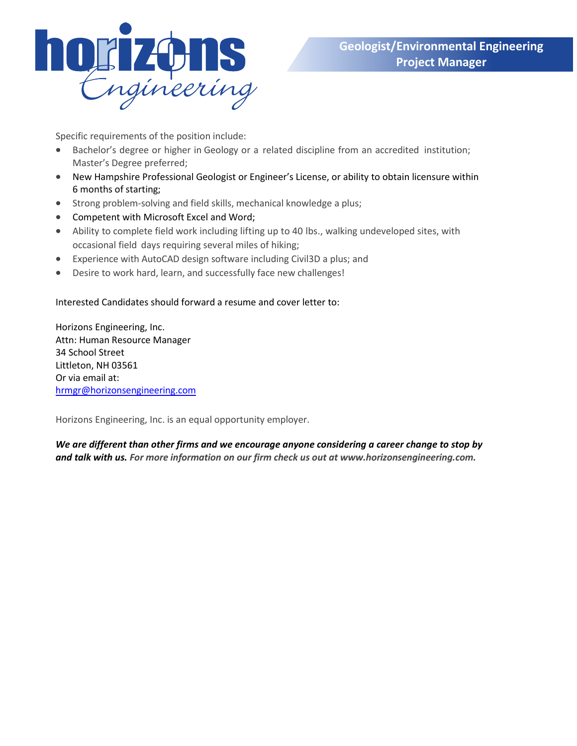# Geologist/Environmental Engineering Project Manager

Specific requirements of the position include:

- Bachelor's degree or higher in Geology or a related discipline from an accredited institution; Master's Degree preferred;
- New Hampshire Professional Geologist or Engineer's License, or ability to obtain licensure within 6 months of starting;
- Strong problem-solving and field skills, mechanical knowledge a plus;
- Competent with Microsoft Excel and Word;
- Ability to complete field work including lifting up to 40 lbs., walking undeveloped sites, with occasional field days requiring several miles of hiking;
- Experience with AutoCAD design software including Civil3D a plus; and
- Desire to work hard, learn, and successfully face new challenges!

Interested Candidates should forward a resume and cover letter to:

Horizons Engineering, Inc.
Attn: Human Resource Manager
34 School Street
Littleton, NH 03561
Or via email at:
hrmgr@horizonsengineering.com

Horizons Engineering, Inc. is an equal opportunity employer.

***We are different than other firms and we encourage anyone considering a career change to stop by and talk with us.*** ***For more information on our firm check us out at www.horizonsengineering.com.***